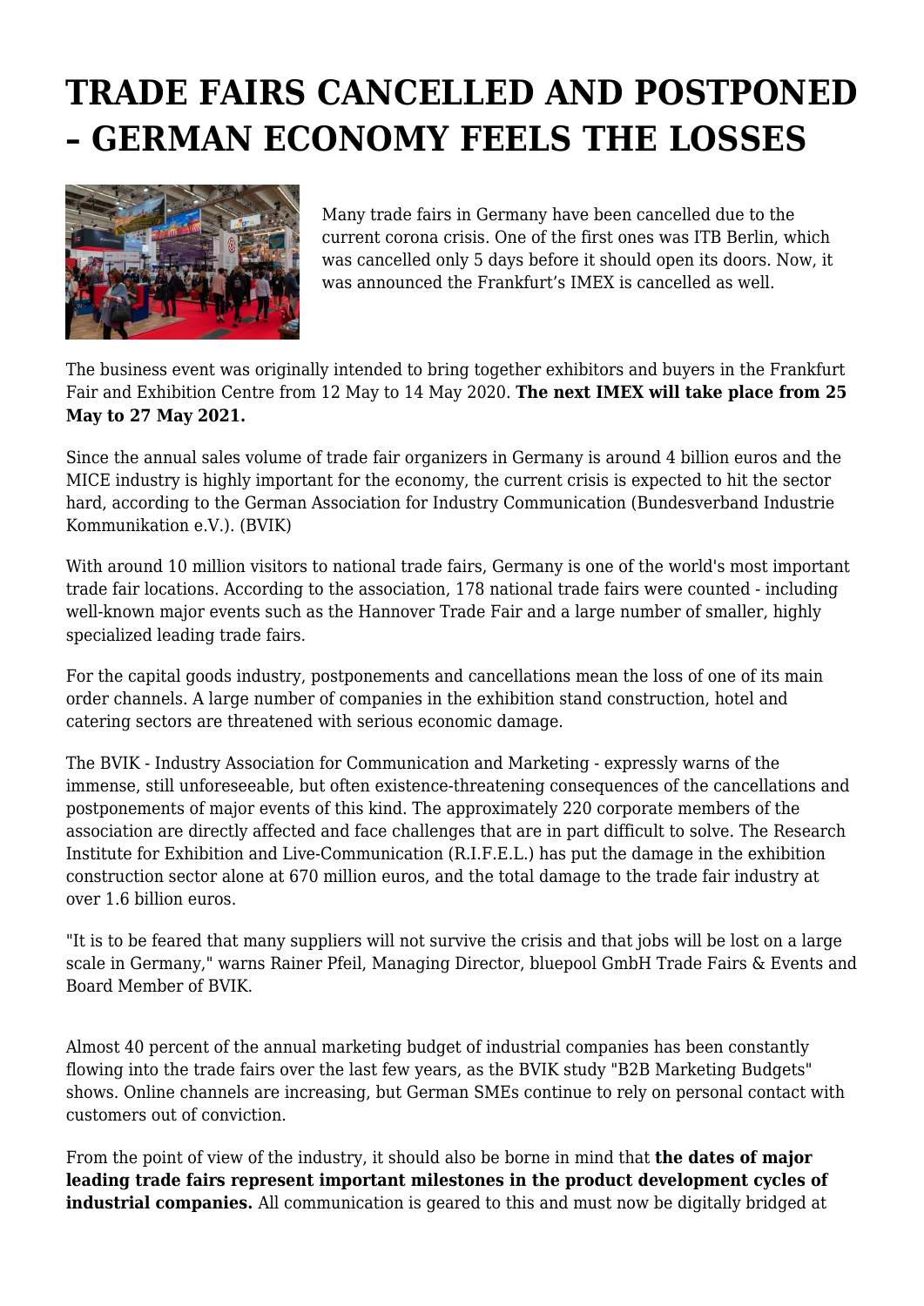# TRADE FAIRS CANCELLED AND POSTPONED – GERMAN ECONOMY FEELS THE LOSSES

Many trade fairs in Germany have been cancelled due to the current corona crisis. One of the first ones was ITB Berlin, which was cancelled only 5 days before it should open its doors. Now, it was announced the Frankfurt's IMEX is cancelled as well.

The business event was originally intended to bring together exhibitors and buyers in the Frankfurt Fair and Exhibition Centre from 12 May to 14 May 2020. **The next IMEX will take place from 25 May to 27 May 2021.**

Since the annual sales volume of trade fair organizers in Germany is around 4 billion euros and the MICE industry is highly important for the economy, the current crisis is expected to hit the sector hard, according to the German Association for Industry Communication (Bundesverband Industrie Kommunikation e.V.). (BVIK)

With around 10 million visitors to national trade fairs, Germany is one of the world's most important trade fair locations. According to the association, 178 national trade fairs were counted - including well-known major events such as the Hannover Trade Fair and a large number of smaller, highly specialized leading trade fairs.

For the capital goods industry, postponements and cancellations mean the loss of one of its main order channels. A large number of companies in the exhibition stand construction, hotel and catering sectors are threatened with serious economic damage.

The BVIK - Industry Association for Communication and Marketing - expressly warns of the immense, still unforeseeable, but often existence-threatening consequences of the cancellations and postponements of major events of this kind. The approximately 220 corporate members of the association are directly affected and face challenges that are in part difficult to solve. The Research Institute for Exhibition and Live-Communication (R.I.F.E.L.) has put the damage in the exhibition construction sector alone at 670 million euros, and the total damage to the trade fair industry at over 1.6 billion euros.

"It is to be feared that many suppliers will not survive the crisis and that jobs will be lost on a large scale in Germany," warns Rainer Pfeil, Managing Director, bluepool GmbH Trade Fairs & Events and Board Member of BVIK.

Almost 40 percent of the annual marketing budget of industrial companies has been constantly flowing into the trade fairs over the last few years, as the BVIK study "B2B Marketing Budgets" shows. Online channels are increasing, but German SMEs continue to rely on personal contact with customers out of conviction.

From the point of view of the industry, it should also be borne in mind that **the dates of major leading trade fairs represent important milestones in the product development cycles of industrial companies.** All communication is geared to this and must now be digitally bridged at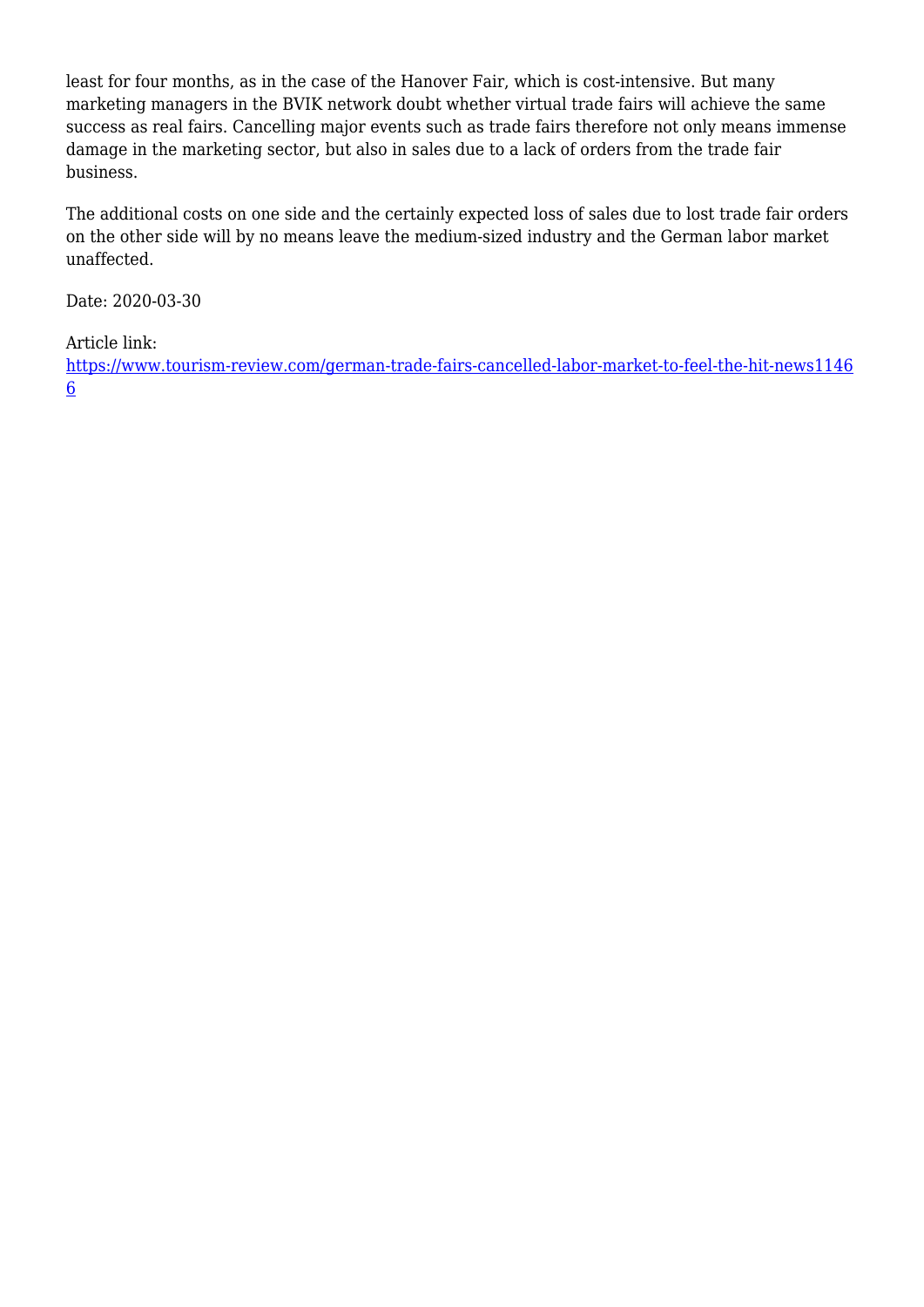least for four months, as in the case of the Hanover Fair, which is cost-intensive. But many marketing managers in the BVIK network doubt whether virtual trade fairs will achieve the same success as real fairs. Cancelling major events such as trade fairs therefore not only means immense damage in the marketing sector, but also in sales due to a lack of orders from the trade fair business.

The additional costs on one side and the certainly expected loss of sales due to lost trade fair orders on the other side will by no means leave the medium-sized industry and the German labor market unaffected.

Date: 2020-03-30

Article link:
[https://www.tourism-review.com/german-trade-fairs-cancelled-labor-market-to-feel-the-hit-news11466](https://www.tourism-review.com/german-trade-fairs-cancelled-labor-market-to-feel-the-hit-news11466)